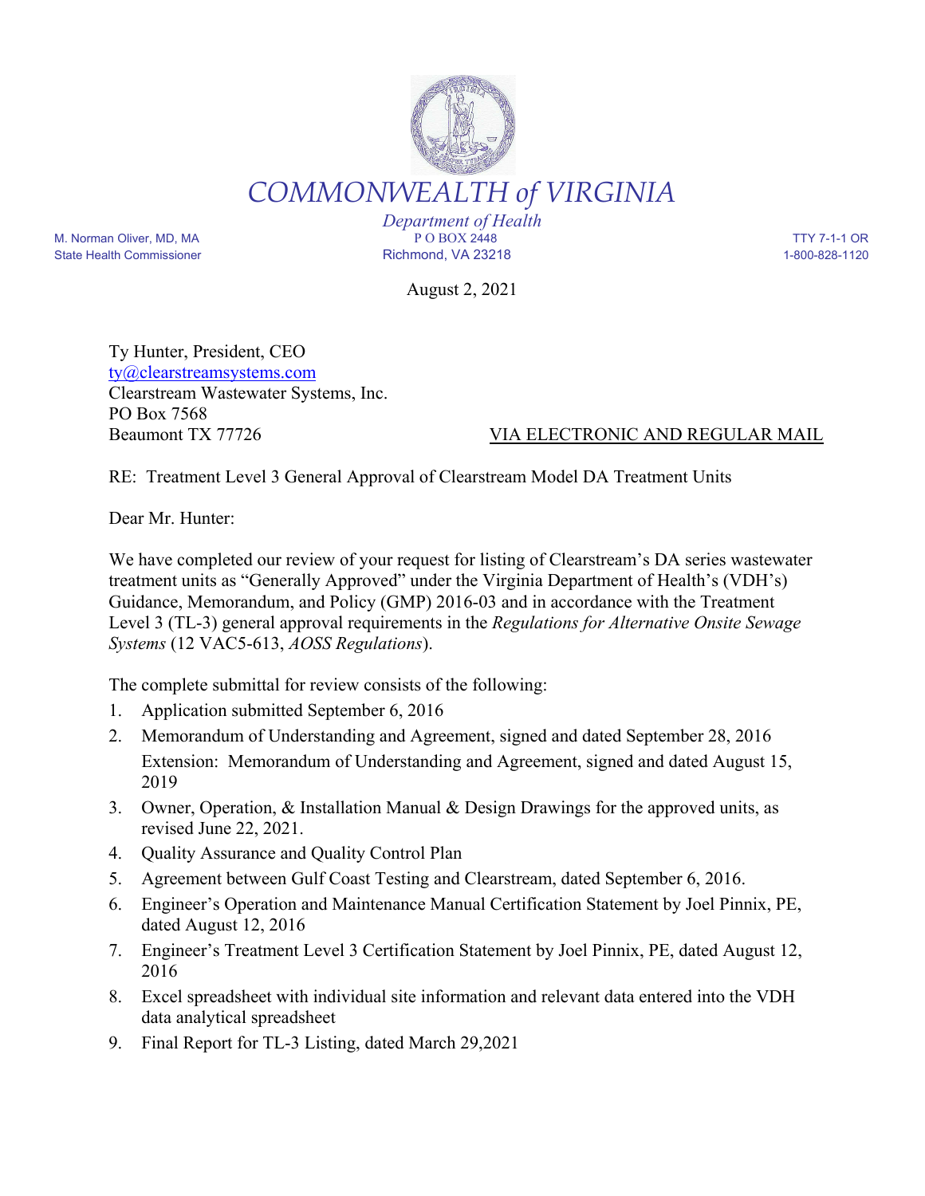# COMMONWEALTH *of* VIRGINIA

*Department of Health*

M. Norman Oliver, MD, MA
State Health Commissioner

P O BOX 2448
Richmond, VA 23218

TTY 7-1-1 OR
1-800-828-1120

August 2, 2021

Ty Hunter, President, CEO
ty@clearstreamsystems.com
Clearstream Wastewater Systems, Inc.
PO Box 7568
Beaumont TX 77726

VIA ELECTRONIC AND REGULAR MAIL

RE: Treatment Level 3 General Approval of Clearstream Model DA Treatment Units

Dear Mr. Hunter:

We have completed our review of your request for listing of Clearstream's DA series wastewater treatment units as "Generally Approved" under the Virginia Department of Health's (VDH's) Guidance, Memorandum, and Policy (GMP) 2016-03 and in accordance with the Treatment Level 3 (TL-3) general approval requirements in the *Regulations for Alternative Onsite Sewage Systems* (12 VAC5-613, *AOSS Regulations*).

The complete submittal for review consists of the following:

1. Application submitted September 6, 2016
2. Memorandum of Understanding and Agreement, signed and dated September 28, 2016
   Extension: Memorandum of Understanding and Agreement, signed and dated August 15, 2019
3. Owner, Operation, & Installation Manual & Design Drawings for the approved units, as revised June 22, 2021.
4. Quality Assurance and Quality Control Plan
5. Agreement between Gulf Coast Testing and Clearstream, dated September 6, 2016.
6. Engineer's Operation and Maintenance Manual Certification Statement by Joel Pinnix, PE, dated August 12, 2016
7. Engineer's Treatment Level 3 Certification Statement by Joel Pinnix, PE, dated August 12, 2016
8. Excel spreadsheet with individual site information and relevant data entered into the VDH data analytical spreadsheet
9. Final Report for TL-3 Listing, dated March 29,2021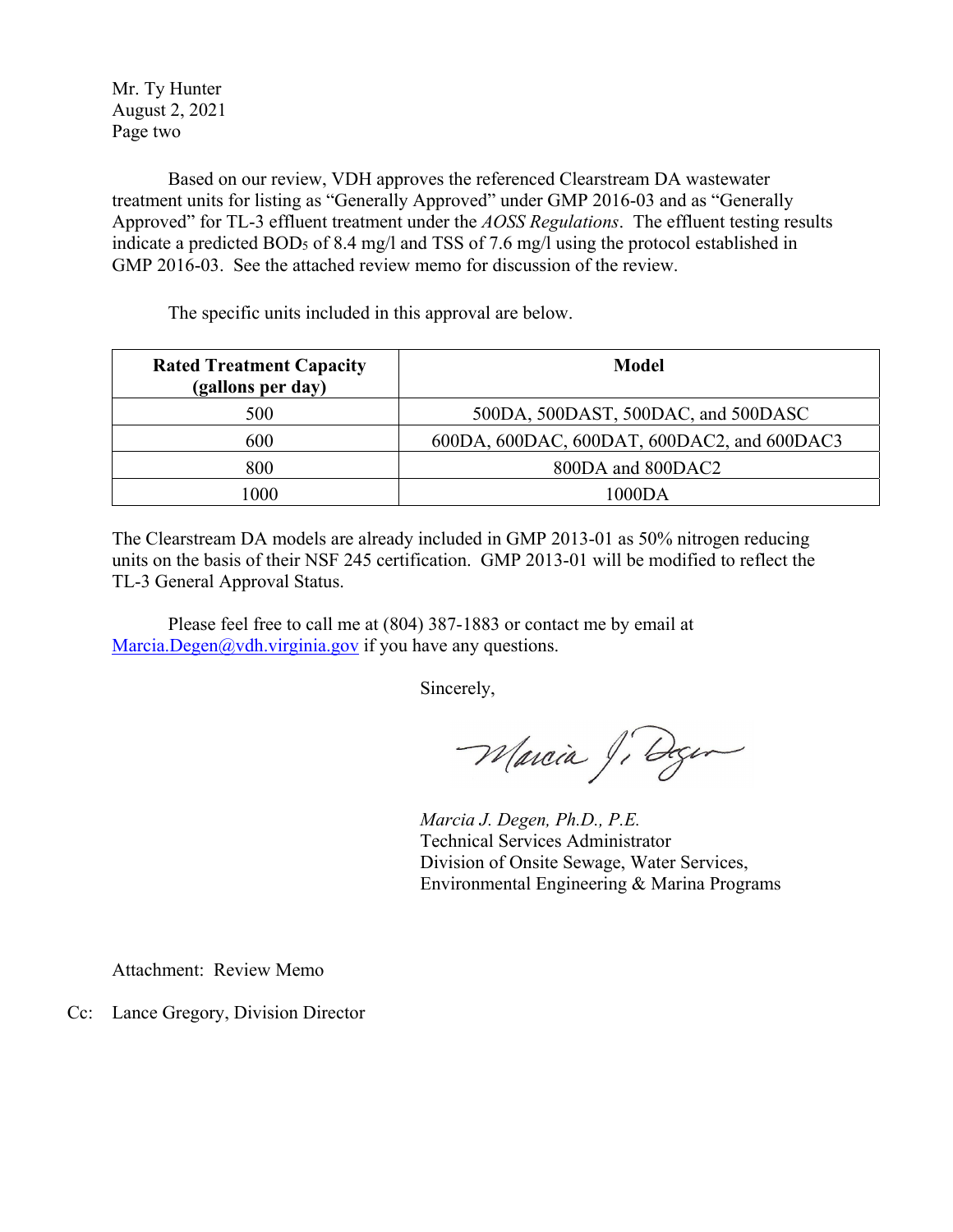Mr. Ty Hunter
August 2, 2021
Page two

Based on our review, VDH approves the referenced Clearstream DA wastewater treatment units for listing as "Generally Approved" under GMP 2016-03 and as "Generally Approved" for TL-3 effluent treatment under the *AOSS Regulations*. The effluent testing results indicate a predicted $BOD_5$ of 8.4 mg/l and TSS of 7.6 mg/l using the protocol established in GMP 2016-03. See the attached review memo for discussion of the review.

The specific units included in this approval are below.

| Rated Treatment Capacity (gallons per day) | Model |
|---|---|
| 500 | 500DA, 500DAST, 500DAC, and 500DASC |
| 600 | 600DA, 600DAC, 600DAT, 600DAC2, and 600DAC3 |
| 800 | 800DA and 800DAC2 |
| 1000 | 1000DA |

The Clearstream DA models are already included in GMP 2013-01 as 50% nitrogen reducing units on the basis of their NSF 245 certification. GMP 2013-01 will be modified to reflect the TL-3 General Approval Status.

Please feel free to call me at (804) 387-1883 or contact me by email at Marcia.Degen@vdh.virginia.gov if you have any questions.

Sincerely,

*Marcia J. Degen, Ph.D., P.E.*
Technical Services Administrator
Division of Onsite Sewage, Water Services,
Environmental Engineering & Marina Programs

Attachment: Review Memo

Cc: Lance Gregory, Division Director